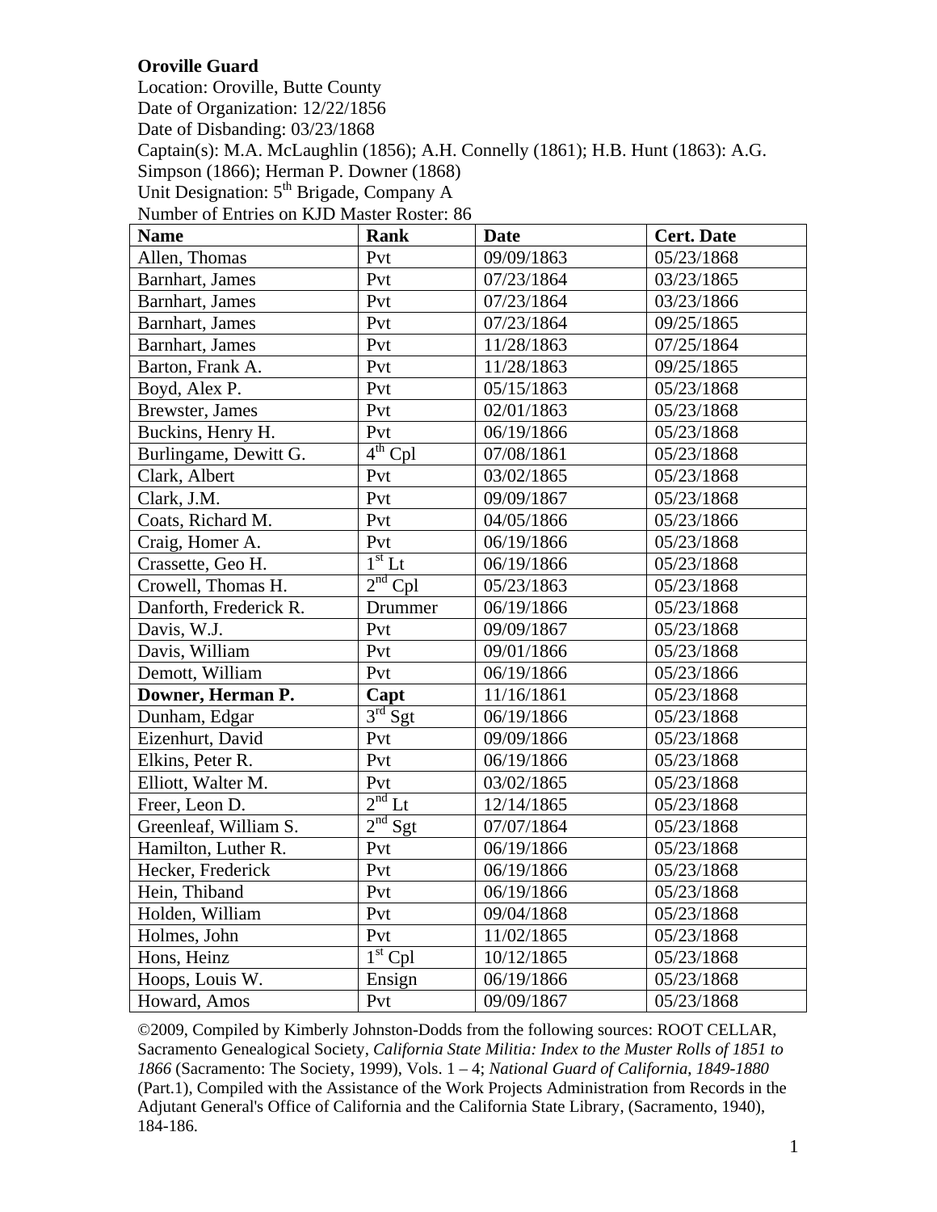**Oroville Guard**

Location: Oroville, Butte County
Date of Organization: 12/22/1856
Date of Disbanding: 03/23/1868
Captain(s): M.A. McLaughlin (1856); A.H. Connelly (1861); H.B. Hunt (1863): A.G. Simpson (1866); Herman P. Downer (1868)
Unit Designation: 5th Brigade, Company A
Number of Entries on KJD Master Roster: 86

| Name | Rank | Date | Cert. Date |
|---|---|---|---|
| Allen, Thomas | Pvt | 09/09/1863 | 05/23/1868 |
| Barnhart, James | Pvt | 07/23/1864 | 03/23/1865 |
| Barnhart, James | Pvt | 07/23/1864 | 03/23/1866 |
| Barnhart, James | Pvt | 07/23/1864 | 09/25/1865 |
| Barnhart, James | Pvt | 11/28/1863 | 07/25/1864 |
| Barton, Frank A. | Pvt | 11/28/1863 | 09/25/1865 |
| Boyd, Alex P. | Pvt | 05/15/1863 | 05/23/1868 |
| Brewster, James | Pvt | 02/01/1863 | 05/23/1868 |
| Buckins, Henry H. | Pvt | 06/19/1866 | 05/23/1868 |
| Burlingame, Dewitt G. | 4th Cpl | 07/08/1861 | 05/23/1868 |
| Clark, Albert | Pvt | 03/02/1865 | 05/23/1868 |
| Clark, J.M. | Pvt | 09/09/1867 | 05/23/1868 |
| Coats, Richard M. | Pvt | 04/05/1866 | 05/23/1866 |
| Craig, Homer A. | Pvt | 06/19/1866 | 05/23/1868 |
| Crassette, Geo H. | 1st Lt | 06/19/1866 | 05/23/1868 |
| Crowell, Thomas H. | 2nd Cpl | 05/23/1863 | 05/23/1868 |
| Danforth, Frederick R. | Drummer | 06/19/1866 | 05/23/1868 |
| Davis, W.J. | Pvt | 09/09/1867 | 05/23/1868 |
| Davis, William | Pvt | 09/01/1866 | 05/23/1868 |
| Demott, William | Pvt | 06/19/1866 | 05/23/1866 |
| **Downer, Herman P.** | **Capt** | 11/16/1861 | 05/23/1868 |
| Dunham, Edgar | 3rd Sgt | 06/19/1866 | 05/23/1868 |
| Eizenhurt, David | Pvt | 09/09/1866 | 05/23/1868 |
| Elkins, Peter R. | Pvt | 06/19/1866 | 05/23/1868 |
| Elliott, Walter M. | Pvt | 03/02/1865 | 05/23/1868 |
| Freer, Leon D. | 2nd Lt | 12/14/1865 | 05/23/1868 |
| Greenleaf, William S. | 2nd Sgt | 07/07/1864 | 05/23/1868 |
| Hamilton, Luther R. | Pvt | 06/19/1866 | 05/23/1868 |
| Hecker, Frederick | Pvt | 06/19/1866 | 05/23/1868 |
| Hein, Thiband | Pvt | 06/19/1866 | 05/23/1868 |
| Holden, William | Pvt | 09/04/1868 | 05/23/1868 |
| Holmes, John | Pvt | 11/02/1865 | 05/23/1868 |
| Hons, Heinz | 1st Cpl | 10/12/1865 | 05/23/1868 |
| Hoops, Louis W. | Ensign | 06/19/1866 | 05/23/1868 |
| Howard, Amos | Pvt | 09/09/1867 | 05/23/1868 |

©2009, Compiled by Kimberly Johnston-Dodds from the following sources: ROOT CELLAR, Sacramento Genealogical Society, *California State Militia: Index to the Muster Rolls of 1851 to 1866* (Sacramento: The Society, 1999), Vols. 1 – 4; *National Guard of California, 1849-1880* (Part.1), Compiled with the Assistance of the Work Projects Administration from Records in the Adjutant General's Office of California and the California State Library, (Sacramento, 1940), 184-186.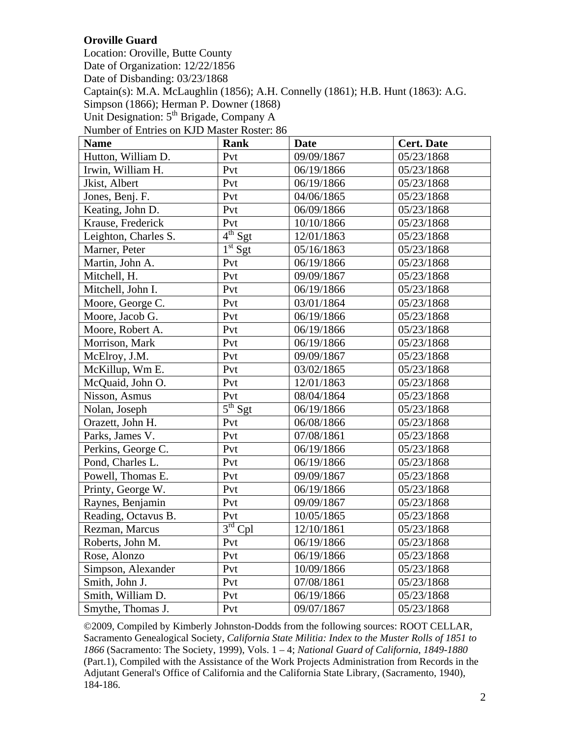**Oroville Guard**

Location: Oroville, Butte County
Date of Organization: 12/22/1856
Date of Disbanding: 03/23/1868
Captain(s): M.A. McLaughlin (1856); A.H. Connelly (1861); H.B. Hunt (1863): A.G. Simpson (1866); Herman P. Downer (1868)
Unit Designation: 5th Brigade, Company A
Number of Entries on KJD Master Roster: 86

| Name | Rank | Date | Cert. Date |
|---|---|---|---|
| Hutton, William D. | Pvt | 09/09/1867 | 05/23/1868 |
| Irwin, William H. | Pvt | 06/19/1866 | 05/23/1868 |
| Jkist, Albert | Pvt | 06/19/1866 | 05/23/1868 |
| Jones, Benj. F. | Pvt | 04/06/1865 | 05/23/1868 |
| Keating, John D. | Pvt | 06/09/1866 | 05/23/1868 |
| Krause, Frederick | Pvt | 10/10/1866 | 05/23/1868 |
| Leighton, Charles S. | 4th Sgt | 12/01/1863 | 05/23/1868 |
| Marner, Peter | 1st Sgt | 05/16/1863 | 05/23/1868 |
| Martin, John A. | Pvt | 06/19/1866 | 05/23/1868 |
| Mitchell, H. | Pvt | 09/09/1867 | 05/23/1868 |
| Mitchell, John I. | Pvt | 06/19/1866 | 05/23/1868 |
| Moore, George C. | Pvt | 03/01/1864 | 05/23/1868 |
| Moore, Jacob G. | Pvt | 06/19/1866 | 05/23/1868 |
| Moore, Robert A. | Pvt | 06/19/1866 | 05/23/1868 |
| Morrison, Mark | Pvt | 06/19/1866 | 05/23/1868 |
| McElroy, J.M. | Pvt | 09/09/1867 | 05/23/1868 |
| McKillup, Wm E. | Pvt | 03/02/1865 | 05/23/1868 |
| McQuaid, John O. | Pvt | 12/01/1863 | 05/23/1868 |
| Nisson, Asmus | Pvt | 08/04/1864 | 05/23/1868 |
| Nolan, Joseph | 5th Sgt | 06/19/1866 | 05/23/1868 |
| Orazett, John H. | Pvt | 06/08/1866 | 05/23/1868 |
| Parks, James V. | Pvt | 07/08/1861 | 05/23/1868 |
| Perkins, George C. | Pvt | 06/19/1866 | 05/23/1868 |
| Pond, Charles L. | Pvt | 06/19/1866 | 05/23/1868 |
| Powell, Thomas E. | Pvt | 09/09/1867 | 05/23/1868 |
| Printy, George W. | Pvt | 06/19/1866 | 05/23/1868 |
| Raynes, Benjamin | Pvt | 09/09/1867 | 05/23/1868 |
| Reading, Octavus B. | Pvt | 10/05/1865 | 05/23/1868 |
| Rezman, Marcus | 3rd Cpl | 12/10/1861 | 05/23/1868 |
| Roberts, John M. | Pvt | 06/19/1866 | 05/23/1868 |
| Rose, Alonzo | Pvt | 06/19/1866 | 05/23/1868 |
| Simpson, Alexander | Pvt | 10/09/1866 | 05/23/1868 |
| Smith, John J. | Pvt | 07/08/1861 | 05/23/1868 |
| Smith, William D. | Pvt | 06/19/1866 | 05/23/1868 |
| Smythe, Thomas J. | Pvt | 09/07/1867 | 05/23/1868 |

©2009, Compiled by Kimberly Johnston-Dodds from the following sources: ROOT CELLAR, Sacramento Genealogical Society, *California State Militia: Index to the Muster Rolls of 1851 to 1866* (Sacramento: The Society, 1999), Vols. 1 – 4; *National Guard of California, 1849-1880* (Part.1), Compiled with the Assistance of the Work Projects Administration from Records in the Adjutant General's Office of California and the California State Library, (Sacramento, 1940), 184-186.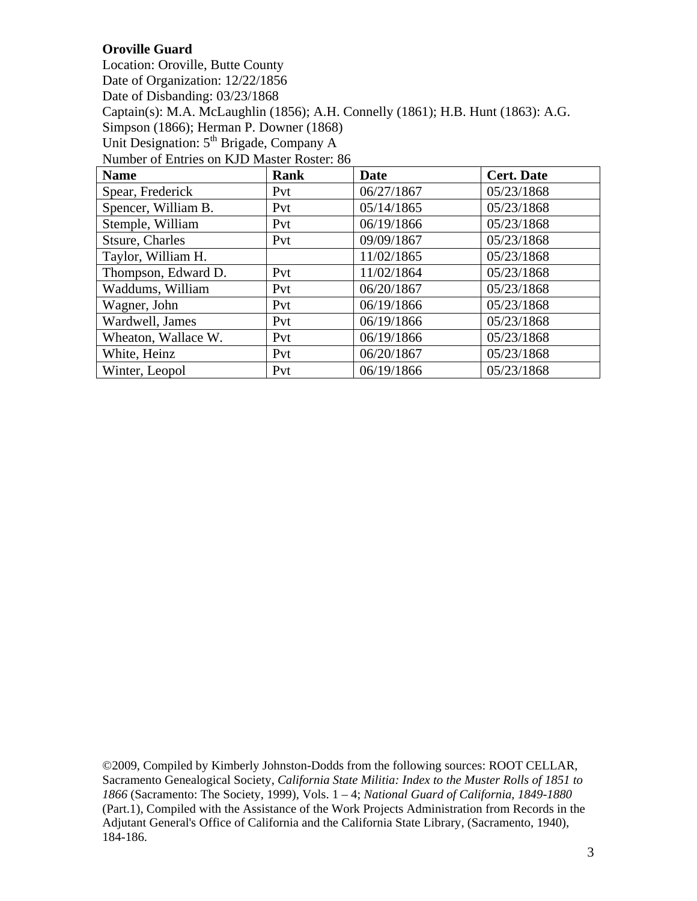**Oroville Guard**

Location: Oroville, Butte County
Date of Organization: 12/22/1856
Date of Disbanding: 03/23/1868
Captain(s): M.A. McLaughlin (1856); A.H. Connelly (1861); H.B. Hunt (1863): A.G. Simpson (1866); Herman P. Downer (1868)
Unit Designation: 5th Brigade, Company A
Number of Entries on KJD Master Roster: 86

| Name | Rank | Date | Cert. Date |
|---|---|---|---|
| Spear, Frederick | Pvt | 06/27/1867 | 05/23/1868 |
| Spencer, William B. | Pvt | 05/14/1865 | 05/23/1868 |
| Stemple, William | Pvt | 06/19/1866 | 05/23/1868 |
| Stsure, Charles | Pvt | 09/09/1867 | 05/23/1868 |
| Taylor, William H. | | 11/02/1865 | 05/23/1868 |
| Thompson, Edward D. | Pvt | 11/02/1864 | 05/23/1868 |
| Waddums, William | Pvt | 06/20/1867 | 05/23/1868 |
| Wagner, John | Pvt | 06/19/1866 | 05/23/1868 |
| Wardwell, James | Pvt | 06/19/1866 | 05/23/1868 |
| Wheaton, Wallace W. | Pvt | 06/19/1866 | 05/23/1868 |
| White, Heinz | Pvt | 06/20/1867 | 05/23/1868 |
| Winter, Leopol | Pvt | 06/19/1866 | 05/23/1868 |

©2009, Compiled by Kimberly Johnston-Dodds from the following sources: ROOT CELLAR, Sacramento Genealogical Society, *California State Militia: Index to the Muster Rolls of 1851 to 1866* (Sacramento: The Society, 1999), Vols. 1 – 4; *National Guard of California, 1849-1880* (Part.1), Compiled with the Assistance of the Work Projects Administration from Records in the Adjutant General's Office of California and the California State Library, (Sacramento, 1940), 184-186.